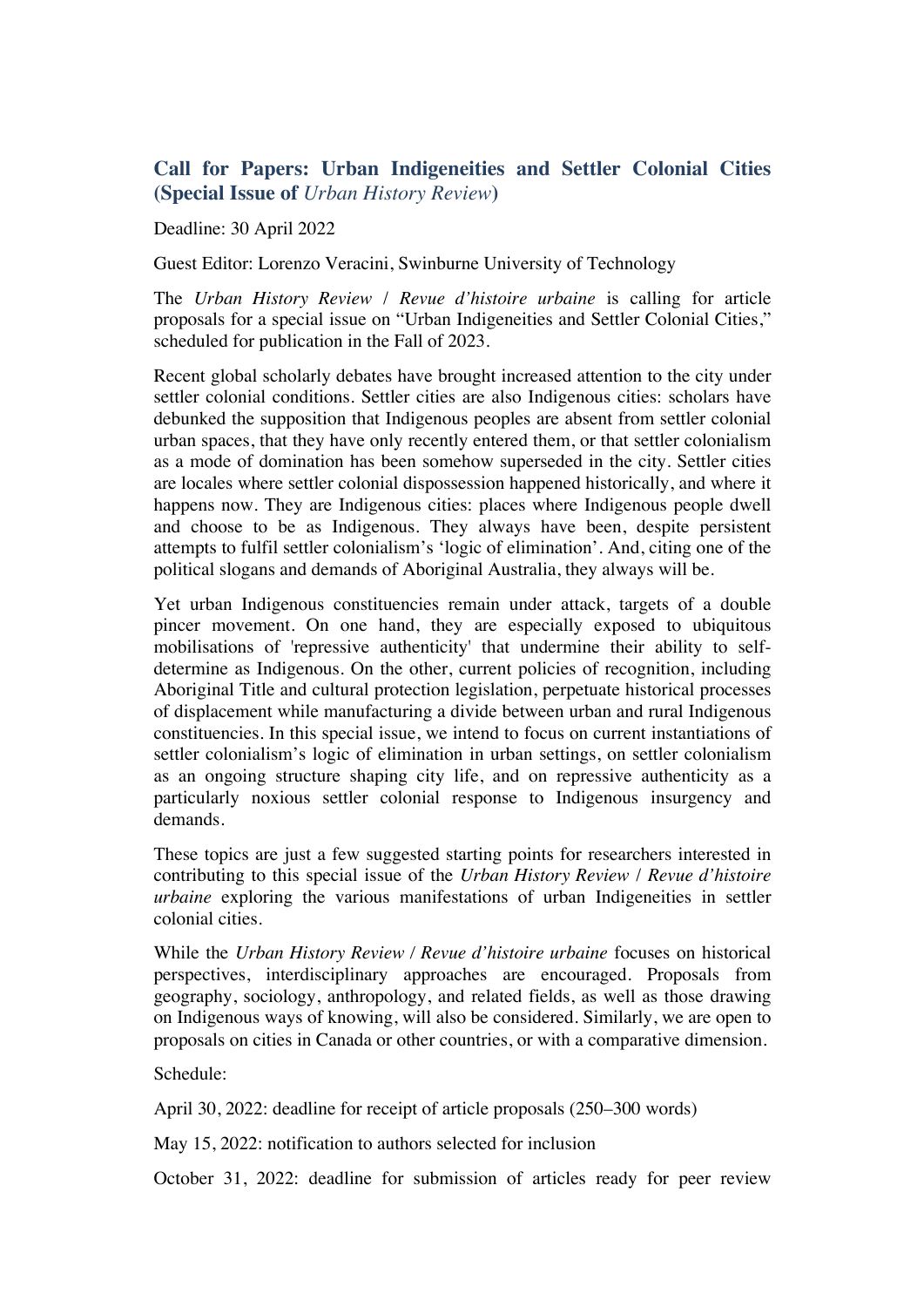## Call for Papers: Urban Indigeneities and Settler Colonial Cities (Special Issue of *Urban History Review*)

Deadline: 30 April 2022

Guest Editor: Lorenzo Veracini, Swinburne University of Technology

The *Urban History Review* / *Revue d'histoire urbaine* is calling for article proposals for a special issue on "Urban Indigeneities and Settler Colonial Cities," scheduled for publication in the Fall of 2023.

Recent global scholarly debates have brought increased attention to the city under settler colonial conditions. Settler cities are also Indigenous cities: scholars have debunked the supposition that Indigenous peoples are absent from settler colonial urban spaces, that they have only recently entered them, or that settler colonialism as a mode of domination has been somehow superseded in the city. Settler cities are locales where settler colonial dispossession happened historically, and where it happens now. They are Indigenous cities: places where Indigenous people dwell and choose to be as Indigenous. They always have been, despite persistent attempts to fulfil settler colonialism's 'logic of elimination'. And, citing one of the political slogans and demands of Aboriginal Australia, they always will be.

Yet urban Indigenous constituencies remain under attack, targets of a double pincer movement. On one hand, they are especially exposed to ubiquitous mobilisations of 'repressive authenticity' that undermine their ability to self-determine as Indigenous. On the other, current policies of recognition, including Aboriginal Title and cultural protection legislation, perpetuate historical processes of displacement while manufacturing a divide between urban and rural Indigenous constituencies. In this special issue, we intend to focus on current instantiations of settler colonialism's logic of elimination in urban settings, on settler colonialism as an ongoing structure shaping city life, and on repressive authenticity as a particularly noxious settler colonial response to Indigenous insurgency and demands.

These topics are just a few suggested starting points for researchers interested in contributing to this special issue of the *Urban History Review* / *Revue d'histoire urbaine* exploring the various manifestations of urban Indigeneities in settler colonial cities.

While the *Urban History Review* / *Revue d'histoire urbaine* focuses on historical perspectives, interdisciplinary approaches are encouraged. Proposals from geography, sociology, anthropology, and related fields, as well as those drawing on Indigenous ways of knowing, will also be considered. Similarly, we are open to proposals on cities in Canada or other countries, or with a comparative dimension.

Schedule:

April 30, 2022: deadline for receipt of article proposals (250–300 words)

May 15, 2022: notification to authors selected for inclusion

October 31, 2022: deadline for submission of articles ready for peer review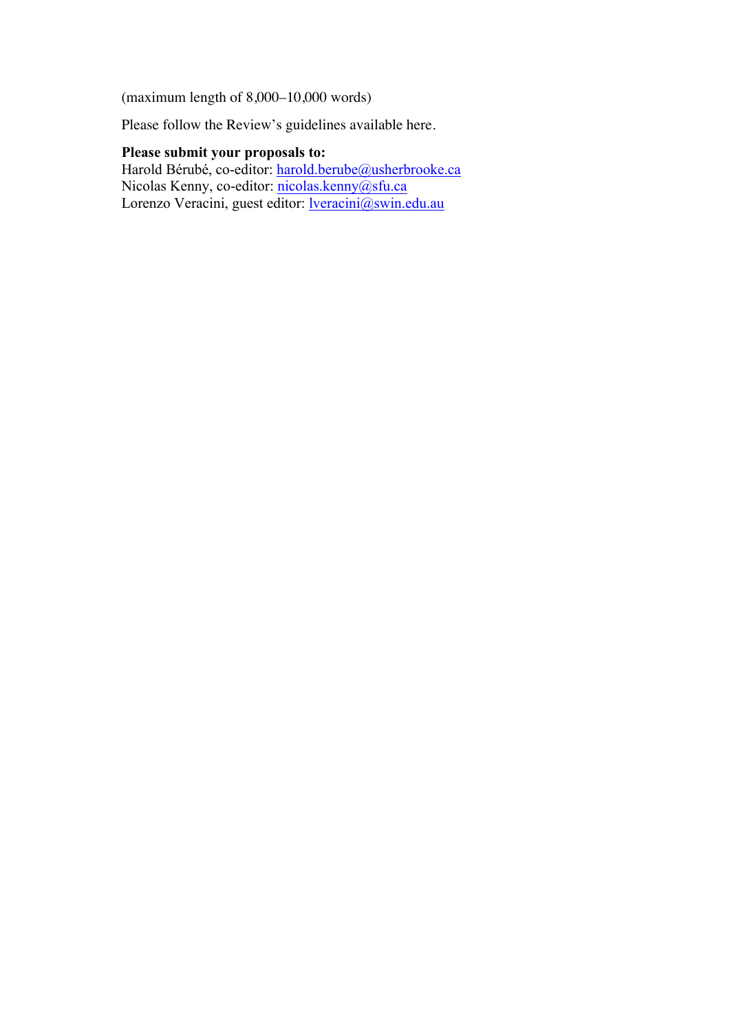(maximum length of 8,000–10,000 words)

Please follow the Review's guidelines available here.

**Please submit your proposals to:**
Harold Bérubé, co-editor: harold.berube@usherbrooke.ca
Nicolas Kenny, co-editor: nicolas.kenny@sfu.ca
Lorenzo Veracini, guest editor: lveracini@swin.edu.au